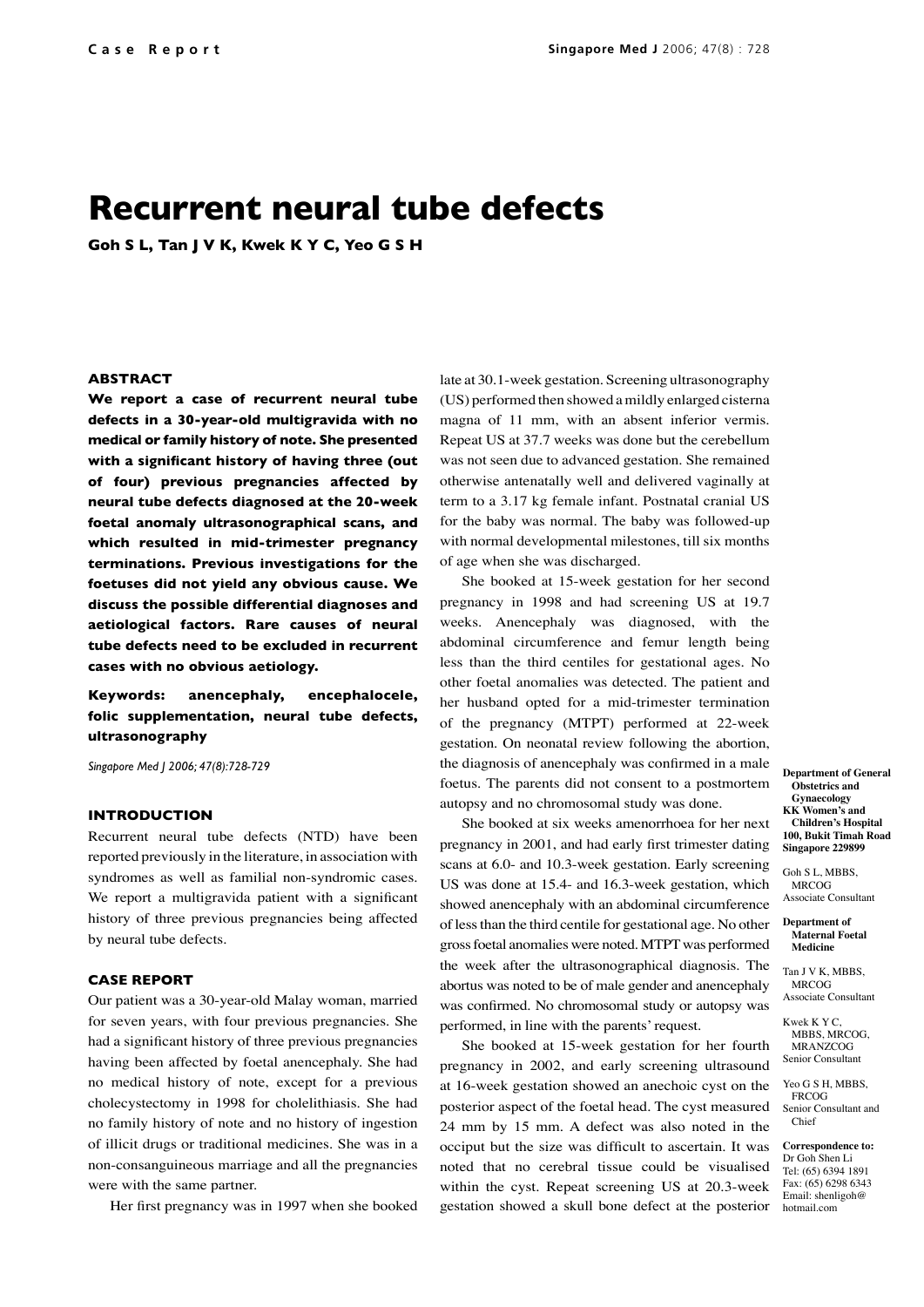Case Report

# Recurrent neural tube defects

**Goh S L, Tan J V K, Kwek K Y C, Yeo G S H**

### ABSTRACT

**We report a case of recurrent neural tube defects in a 30-year-old multigravida with no medical or family history of note. She presented with a significant history of having three (out of four) previous pregnancies affected by neural tube defects diagnosed at the 20-week foetal anomaly ultrasonographical scans, and which resulted in mid-trimester pregnancy terminations. Previous investigations for the foetuses did not yield any obvious cause. We discuss the possible differential diagnoses and aetiological factors. Rare causes of neural tube defects need to be excluded in recurrent cases with no obvious aetiology.**

**Keywords: anencephaly, encephalocele, folic supplementation, neural tube defects, ultrasonography**

*Singapore Med J 2006; 47(8):728-729*

### INTRODUCTION

Recurrent neural tube defects (NTD) have been reported previously in the literature, in association with syndromes as well as familial non-syndromic cases. We report a multigravida patient with a significant history of three previous pregnancies being affected by neural tube defects.

### CASE REPORT

Our patient was a 30-year-old Malay woman, married for seven years, with four previous pregnancies. She had a significant history of three previous pregnancies having been affected by foetal anencephaly. She had no medical history of note, except for a previous cholecystectomy in 1998 for cholelithiasis. She had no family history of note and no history of ingestion of illicit drugs or traditional medicines. She was in a non-consanguineous marriage and all the pregnancies were with the same partner.

Her first pregnancy was in 1997 when she booked late at 30.1-week gestation. Screening ultrasonography (US) performed then showed a mildly enlarged cisterna magna of 11 mm, with an absent inferior vermis. Repeat US at 37.7 weeks was done but the cerebellum was not seen due to advanced gestation. She remained otherwise antenatally well and delivered vaginally at term to a 3.17 kg female infant. Postnatal cranial US for the baby was normal. The baby was followed-up with normal developmental milestones, till six months of age when she was discharged.

She booked at 15-week gestation for her second pregnancy in 1998 and had screening US at 19.7 weeks. Anencephaly was diagnosed, with the abdominal circumference and femur length being less than the third centiles for gestational ages. No other foetal anomalies was detected. The patient and her husband opted for a mid-trimester termination of the pregnancy (MTPT) performed at 22-week gestation. On neonatal review following the abortion, the diagnosis of anencephaly was confirmed in a male foetus. The parents did not consent to a postmortem autopsy and no chromosomal study was done.

She booked at six weeks amenorrhoea for her next pregnancy in 2001, and had early first trimester dating scans at 6.0- and 10.3-week gestation. Early screening US was done at 15.4- and 16.3-week gestation, which showed anencephaly with an abdominal circumference of less than the third centile for gestational age. No other gross foetal anomalies were noted. MTPT was performed the week after the ultrasonographical diagnosis. The abortus was noted to be of male gender and anencephaly was confirmed. No chromosomal study or autopsy was performed, in line with the parents' request.

She booked at 15-week gestation for her fourth pregnancy in 2002, and early screening ultrasound at 16-week gestation showed an anechoic cyst on the posterior aspect of the foetal head. The cyst measured 24 mm by 15 mm. A defect was also noted in the occiput but the size was difficult to ascertain. It was noted that no cerebral tissue could be visualised within the cyst. Repeat screening US at 20.3-week gestation showed a skull bone defect at the posterior

**Department of General Obstetrics and Gynaecology**
**KK Women's and Children's Hospital**
**100, Bukit Timah Road**
**Singapore 229899**

Goh S L, MBBS, MRCOG
Associate Consultant

**Department of Maternal Foetal Medicine**

Tan J V K, MBBS, MRCOG
Associate Consultant

Kwek K Y C, MBBS, MRCOG, MRANZCOG
Senior Consultant

Yeo G S H, MBBS, FRCOG
Senior Consultant and Chief

**Correspondence to:**
Dr Goh Shen Li
Tel: (65) 6394 1891
Fax: (65) 6298 6343
Email: shenligoh@hotmail.com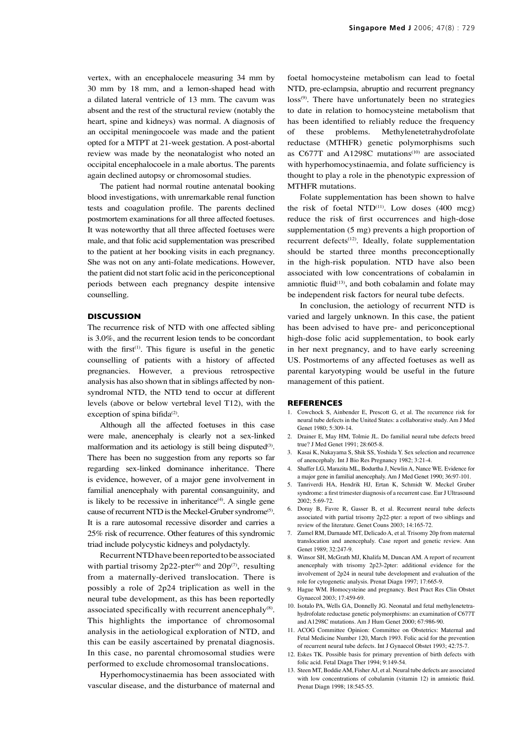vertex, with an encephalocele measuring 34 mm by 30 mm by 18 mm, and a lemon-shaped head with a dilated lateral ventricle of 13 mm. The cavum was absent and the rest of the structural review (notably the heart, spine and kidneys) was normal. A diagnosis of an occipital meningocoele was made and the patient opted for a MTPT at 21-week gestation. A post-abortal review was made by the neonatalogist who noted an occipital encephalocoele in a male abortus. The parents again declined autopsy or chromosomal studies.

The patient had normal routine antenatal booking blood investigations, with unremarkable renal function tests and coagulation profile. The parents declined postmortem examinations for all three affected foetuses. It was noteworthy that all three affected foetuses were male, and that folic acid supplementation was prescribed to the patient at her booking visits in each pregnancy. She was not on any anti-folate medications. However, the patient did not start folic acid in the periconceptional periods between each pregnancy despite intensive counselling.

## DISCUSSION

The recurrence risk of NTD with one affected sibling is 3.0%, and the recurrent lesion tends to be concordant with the first[1]. This figure is useful in the genetic counselling of patients with a history of affected pregnancies. However, a previous retrospective analysis has also shown that in siblings affected by non-syndromal NTD, the NTD tend to occur at different levels (above or below vertebral level T12), with the exception of spina bifida[2].

Although all the affected foetuses in this case were male, anencephaly is clearly not a sex-linked malformation and its aetiology is still being disputed[3]. There has been no suggestion from any reports so far regarding sex-linked dominance inheritance. There is evidence, however, of a major gene involvement in familial anencephaly with parental consanguinity, and is likely to be recessive in inheritance[4]. A single gene cause of recurrent NTD is the Meckel-Gruber syndrome[5]. It is a rare autosomal recessive disorder and carries a 25% risk of recurrence. Other features of this syndromic triad include polycystic kidneys and polydactyly.

Recurrent NTD have been reported to be associated with partial trisomy 2p22-pter[6] and 20p[7], resulting from a maternally-derived translocation. There is possibly a role of 2p24 triplication as well in the neural tube development, as this has been reportedly associated specifically with recurrent anencephaly[8]. This highlights the importance of chromosomal analysis in the aetiological exploration of NTD, and this can be easily ascertained by prenatal diagnosis. In this case, no parental chromosomal studies were performed to exclude chromosomal translocations.

Hyperhomocystinaemia has been associated with vascular disease, and the disturbance of maternal and foetal homocysteine metabolism can lead to foetal NTD, pre-eclampsia, abruptio and recurrent pregnancy loss[9]. There have unfortunately been no strategies to date in relation to homocysteine metabolism that has been identified to reliably reduce the frequency of these problems. Methylenetetrahydrofolate reductase (MTHFR) genetic polymorphisms such as C677T and A1298C mutations[10] are associated with hyperhomocystinaemia, and folate sufficiency is thought to play a role in the phenotypic expression of MTHFR mutations.

Folate supplementation has been shown to halve the risk of foetal NTD[11]. Low doses (400 mcg) reduce the risk of first occurrences and high-dose supplementation (5 mg) prevents a high proportion of recurrent defects[12]. Ideally, folate supplementation should be started three months preconceptionally in the high-risk population. NTD have also been associated with low concentrations of cobalamin in amniotic fluid[13], and both cobalamin and folate may be independent risk factors for neural tube defects.

In conclusion, the aetiology of recurrent NTD is varied and largely unknown. In this case, the patient has been advised to have pre- and periconceptional high-dose folic acid supplementation, to book early in her next pregnancy, and to have early screening US. Postmortems of any affected foetuses as well as parental karyotyping would be useful in the future management of this patient.

## REFERENCES

1. Cowchock S, Ainbender E, Prescott G, et al. The recurrence risk for neural tube defects in the United States: a collaborative study. Am J Med Genet 1980; 5:309-14.
2. Drainer E, May HM, Tolmie JL. Do familial neural tube defects breed true? J Med Genet 1991; 28:605-8.
3. Kasai K, Nakayama S, Shik SS, Yoshida Y. Sex selection and recurrence of anencephaly. Int J Bio Res Pregnancy 1982; 3:21-4.
4. Shaffer LG, Marazita ML, Bodurtha J, Newlin A, Nance WE. Evidence for a major gene in familial anencephaly. Am J Med Genet 1990; 36:97-101.
5. Tanriverdi HA, Hendrik HJ, Ertan K, Schmidt W. Meckel Gruber syndrome: a first trimester diagnosis of a recurrent case. Eur J Ultrasound 2002; 5:69-72.
6. Doray B, Favre R, Gasser B, et al. Recurrent neural tube defects associated with partial trisomy 2p22-pter: a report of two siblings and review of the literature. Genet Couns 2003; 14:165-72.
7. Zumel RM, Darnaude MT, Delicado A, et al. Trisomy 20p from maternal translocation and anencephaly. Case report and genetic review. Ann Genet 1989; 32:247-9.
8. Winsor SH, McGrath MJ, Khalifa M, Duncan AM. A report of recurrent anencephaly with trisomy 2p23-2pter: additional evidence for the involvement of 2p24 in neural tube development and evaluation of the role for cytogenetic analysis. Prenat Diagn 1997; 17:665-9.
9. Hague WM. Homocysteine and pregnancy. Best Pract Res Clin Obstet Gynaecol 2003; 17:459-69.
10. Isotalo PA, Wells GA, Donnelly JG. Neonatal and fetal methylenetetrahydrofolate reductase genetic polymorphisms: an examination of C677T and A1298C mutations. Am J Hum Genet 2000; 67:986-90.
11. ACOG Committee Opinion: Committee on Obstetrics: Maternal and Fetal Medicine Number 120, March 1993. Folic acid for the prevention of recurrent neural tube defects. Int J Gynaecol Obstet 1993; 42:75-7.
12. Eskes TK. Possible basis for primary prevention of birth defects with folic acid. Fetal Diagn Ther 1994; 9:149-54.
13. Steen MT, Boddie AM, Fisher AJ, et al. Neural tube defects are associated with low concentrations of cobalamin (vitamin 12) in amniotic fluid. Prenat Diagn 1998; 18:545-55.